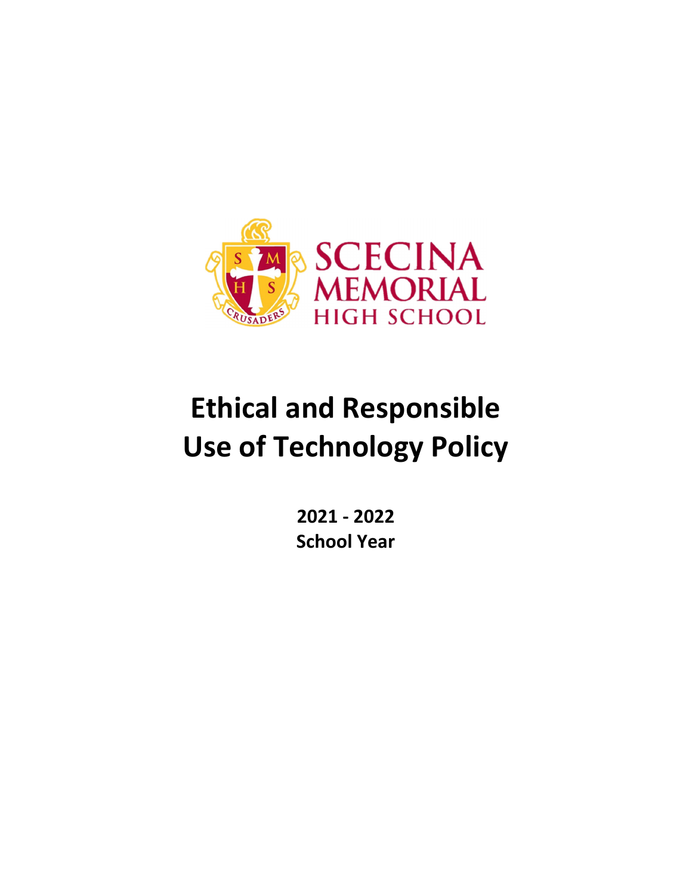SCECINA MEMORIAL HIGH SCHOOL

# Ethical and Responsible Use of Technology Policy

**2021 - 2022**
**School Year**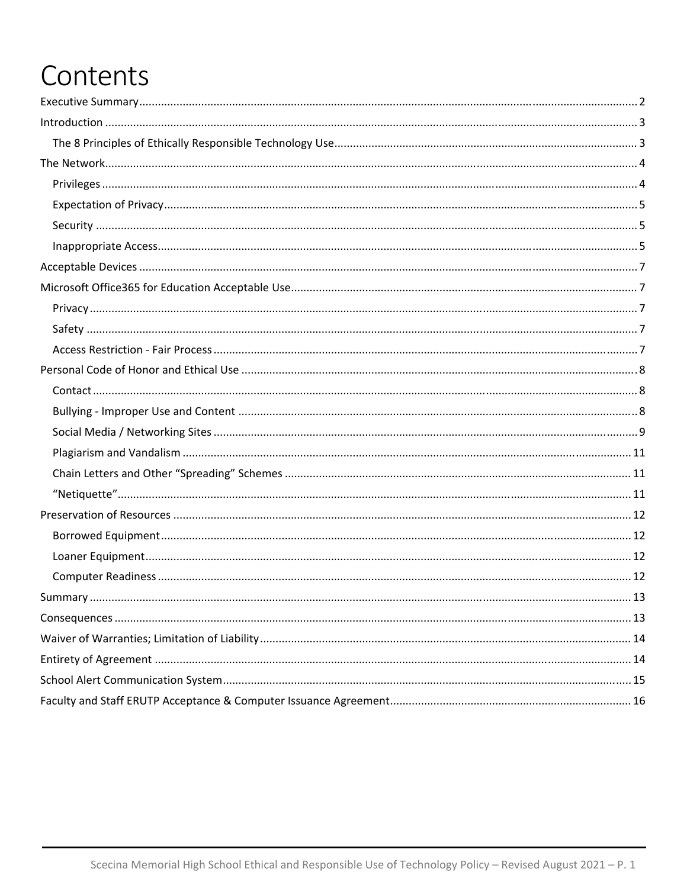# Contents

- Executive Summary ..... 2
- Introduction ..... 3
  - The 8 Principles of Ethically Responsible Technology Use ..... 3
- The Network ..... 4
  - Privileges ..... 4
  - Expectation of Privacy ..... 5
  - Security ..... 5
  - Inappropriate Access ..... 5
- Acceptable Devices ..... 7
- Microsoft Office365 for Education Acceptable Use ..... 7
  - Privacy ..... 7
  - Safety ..... 7
  - Access Restriction - Fair Process ..... 7
- Personal Code of Honor and Ethical Use ..... 8
  - Contact ..... 8
  - Bullying - Improper Use and Content ..... 8
  - Social Media / Networking Sites ..... 9
  - Plagiarism and Vandalism ..... 11
  - Chain Letters and Other "Spreading" Schemes ..... 11
  - "Netiquette" ..... 11
- Preservation of Resources ..... 12
  - Borrowed Equipment ..... 12
  - Loaner Equipment ..... 12
  - Computer Readiness ..... 12
- Summary ..... 13
- Consequences ..... 13
- Waiver of Warranties; Limitation of Liability ..... 14
- Entirety of Agreement ..... 14
- School Alert Communication System ..... 15
- Faculty and Staff ERUTP Acceptance & Computer Issuance Agreement ..... 16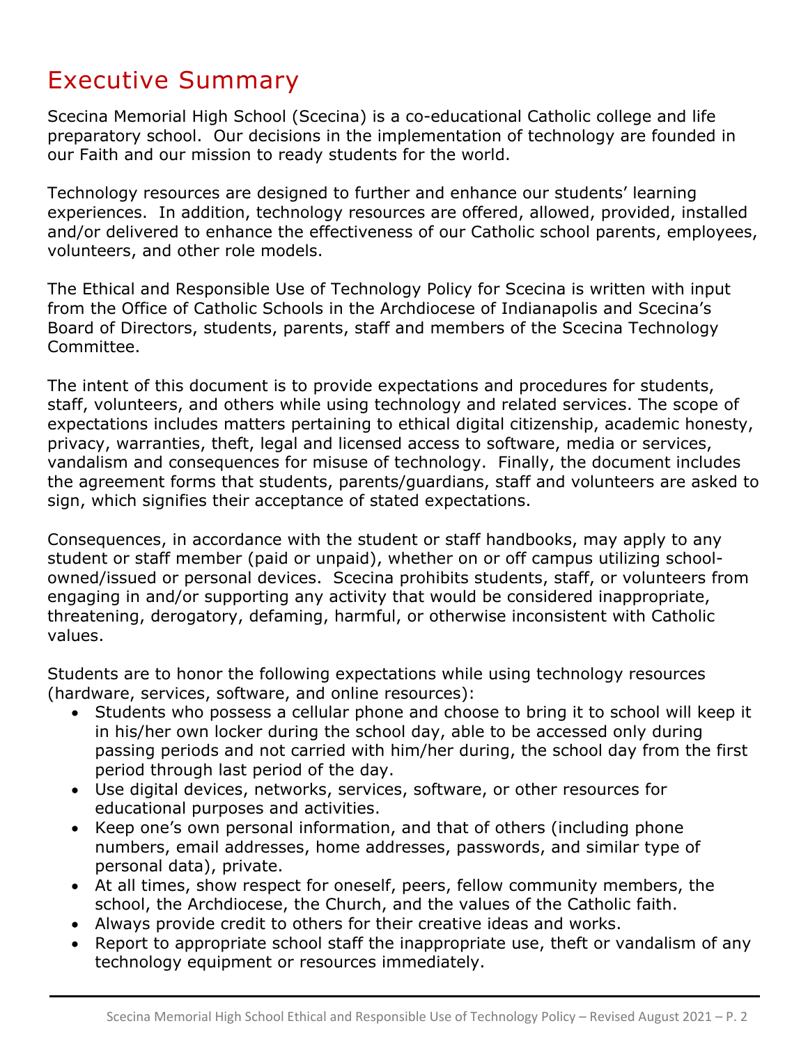# Executive Summary

Scecina Memorial High School (Scecina) is a co-educational Catholic college and life preparatory school. Our decisions in the implementation of technology are founded in our Faith and our mission to ready students for the world.

Technology resources are designed to further and enhance our students' learning experiences. In addition, technology resources are offered, allowed, provided, installed and/or delivered to enhance the effectiveness of our Catholic school parents, employees, volunteers, and other role models.

The Ethical and Responsible Use of Technology Policy for Scecina is written with input from the Office of Catholic Schools in the Archdiocese of Indianapolis and Scecina's Board of Directors, students, parents, staff and members of the Scecina Technology Committee.

The intent of this document is to provide expectations and procedures for students, staff, volunteers, and others while using technology and related services. The scope of expectations includes matters pertaining to ethical digital citizenship, academic honesty, privacy, warranties, theft, legal and licensed access to software, media or services, vandalism and consequences for misuse of technology. Finally, the document includes the agreement forms that students, parents/guardians, staff and volunteers are asked to sign, which signifies their acceptance of stated expectations.

Consequences, in accordance with the student or staff handbooks, may apply to any student or staff member (paid or unpaid), whether on or off campus utilizing school-owned/issued or personal devices. Scecina prohibits students, staff, or volunteers from engaging in and/or supporting any activity that would be considered inappropriate, threatening, derogatory, defaming, harmful, or otherwise inconsistent with Catholic values.

Students are to honor the following expectations while using technology resources (hardware, services, software, and online resources):

- Students who possess a cellular phone and choose to bring it to school will keep it in his/her own locker during the school day, able to be accessed only during passing periods and not carried with him/her during, the school day from the first period through last period of the day.
- Use digital devices, networks, services, software, or other resources for educational purposes and activities.
- Keep one's own personal information, and that of others (including phone numbers, email addresses, home addresses, passwords, and similar type of personal data), private.
- At all times, show respect for oneself, peers, fellow community members, the school, the Archdiocese, the Church, and the values of the Catholic faith.
- Always provide credit to others for their creative ideas and works.
- Report to appropriate school staff the inappropriate use, theft or vandalism of any technology equipment or resources immediately.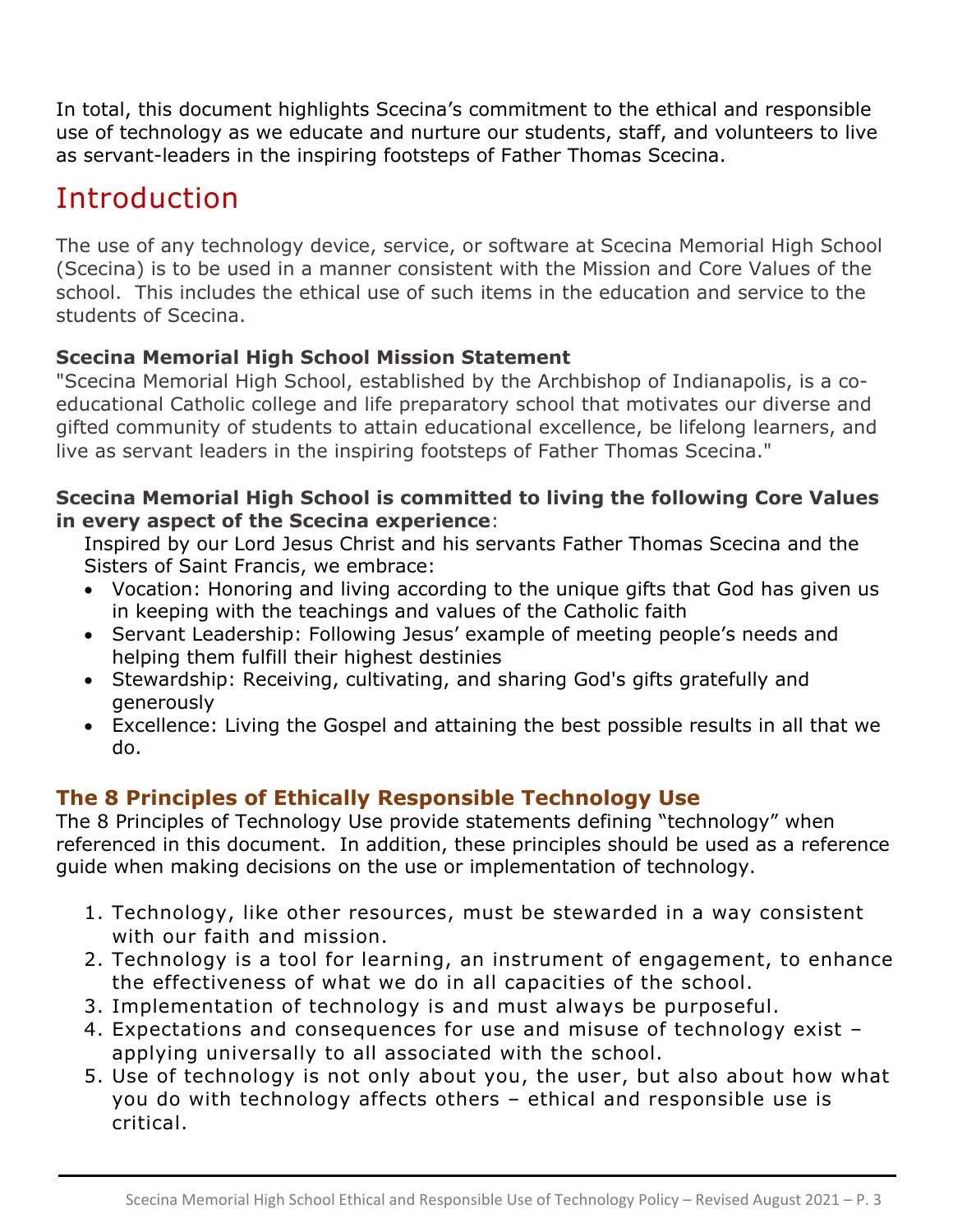In total, this document highlights Scecina's commitment to the ethical and responsible use of technology as we educate and nurture our students, staff, and volunteers to live as servant-leaders in the inspiring footsteps of Father Thomas Scecina.

# Introduction

The use of any technology device, service, or software at Scecina Memorial High School (Scecina) is to be used in a manner consistent with the Mission and Core Values of the school. This includes the ethical use of such items in the education and service to the students of Scecina.

**Scecina Memorial High School Mission Statement**
"Scecina Memorial High School, established by the Archbishop of Indianapolis, is a co-educational Catholic college and life preparatory school that motivates our diverse and gifted community of students to attain educational excellence, be lifelong learners, and live as servant leaders in the inspiring footsteps of Father Thomas Scecina."

**Scecina Memorial High School is committed to living the following Core Values in every aspect of the Scecina experience**:

Inspired by our Lord Jesus Christ and his servants Father Thomas Scecina and the Sisters of Saint Francis, we embrace:

- Vocation: Honoring and living according to the unique gifts that God has given us in keeping with the teachings and values of the Catholic faith
- Servant Leadership: Following Jesus' example of meeting people's needs and helping them fulfill their highest destinies
- Stewardship: Receiving, cultivating, and sharing God's gifts gratefully and generously
- Excellence: Living the Gospel and attaining the best possible results in all that we do.

### The 8 Principles of Ethically Responsible Technology Use

The 8 Principles of Technology Use provide statements defining "technology" when referenced in this document. In addition, these principles should be used as a reference guide when making decisions on the use or implementation of technology.

1. Technology, like other resources, must be stewarded in a way consistent with our faith and mission.
2. Technology is a tool for learning, an instrument of engagement, to enhance the effectiveness of what we do in all capacities of the school.
3. Implementation of technology is and must always be purposeful.
4. Expectations and consequences for use and misuse of technology exist – applying universally to all associated with the school.
5. Use of technology is not only about you, the user, but also about how what you do with technology affects others – ethical and responsible use is critical.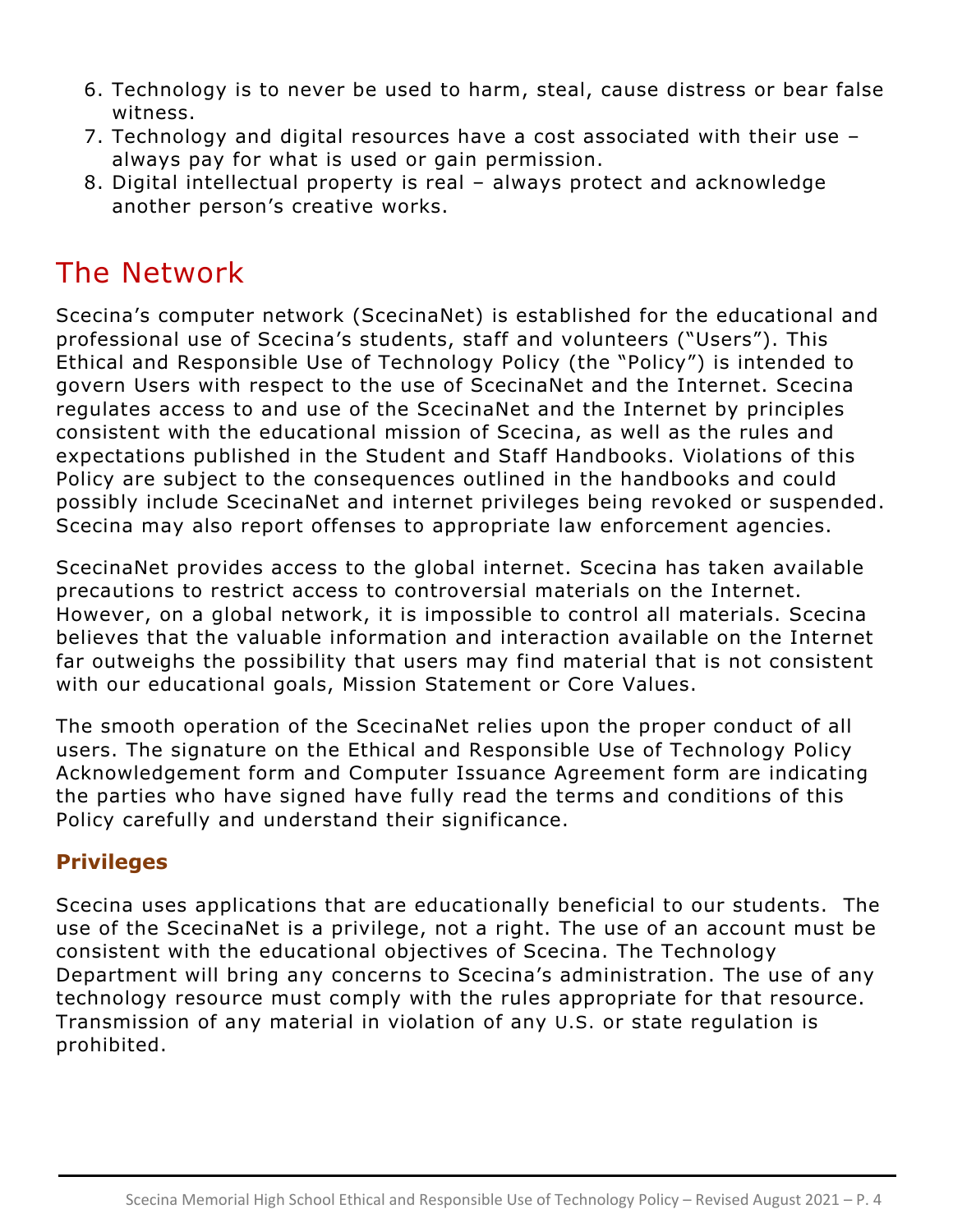6. Technology is to never be used to harm, steal, cause distress or bear false witness.
7. Technology and digital resources have a cost associated with their use – always pay for what is used or gain permission.
8. Digital intellectual property is real – always protect and acknowledge another person's creative works.

# The Network

Scecina's computer network (ScecinaNet) is established for the educational and professional use of Scecina's students, staff and volunteers ("Users"). This Ethical and Responsible Use of Technology Policy (the "Policy") is intended to govern Users with respect to the use of ScecinaNet and the Internet. Scecina regulates access to and use of the ScecinaNet and the Internet by principles consistent with the educational mission of Scecina, as well as the rules and expectations published in the Student and Staff Handbooks. Violations of this Policy are subject to the consequences outlined in the handbooks and could possibly include ScecinaNet and internet privileges being revoked or suspended. Scecina may also report offenses to appropriate law enforcement agencies.

ScecinaNet provides access to the global internet. Scecina has taken available precautions to restrict access to controversial materials on the Internet. However, on a global network, it is impossible to control all materials. Scecina believes that the valuable information and interaction available on the Internet far outweighs the possibility that users may find material that is not consistent with our educational goals, Mission Statement or Core Values.

The smooth operation of the ScecinaNet relies upon the proper conduct of all users. The signature on the Ethical and Responsible Use of Technology Policy Acknowledgement form and Computer Issuance Agreement form are indicating the parties who have signed have fully read the terms and conditions of this Policy carefully and understand their significance.

### Privileges

Scecina uses applications that are educationally beneficial to our students. The use of the ScecinaNet is a privilege, not a right. The use of an account must be consistent with the educational objectives of Scecina. The Technology Department will bring any concerns to Scecina's administration. The use of any technology resource must comply with the rules appropriate for that resource. Transmission of any material in violation of any U.S. or state regulation is prohibited.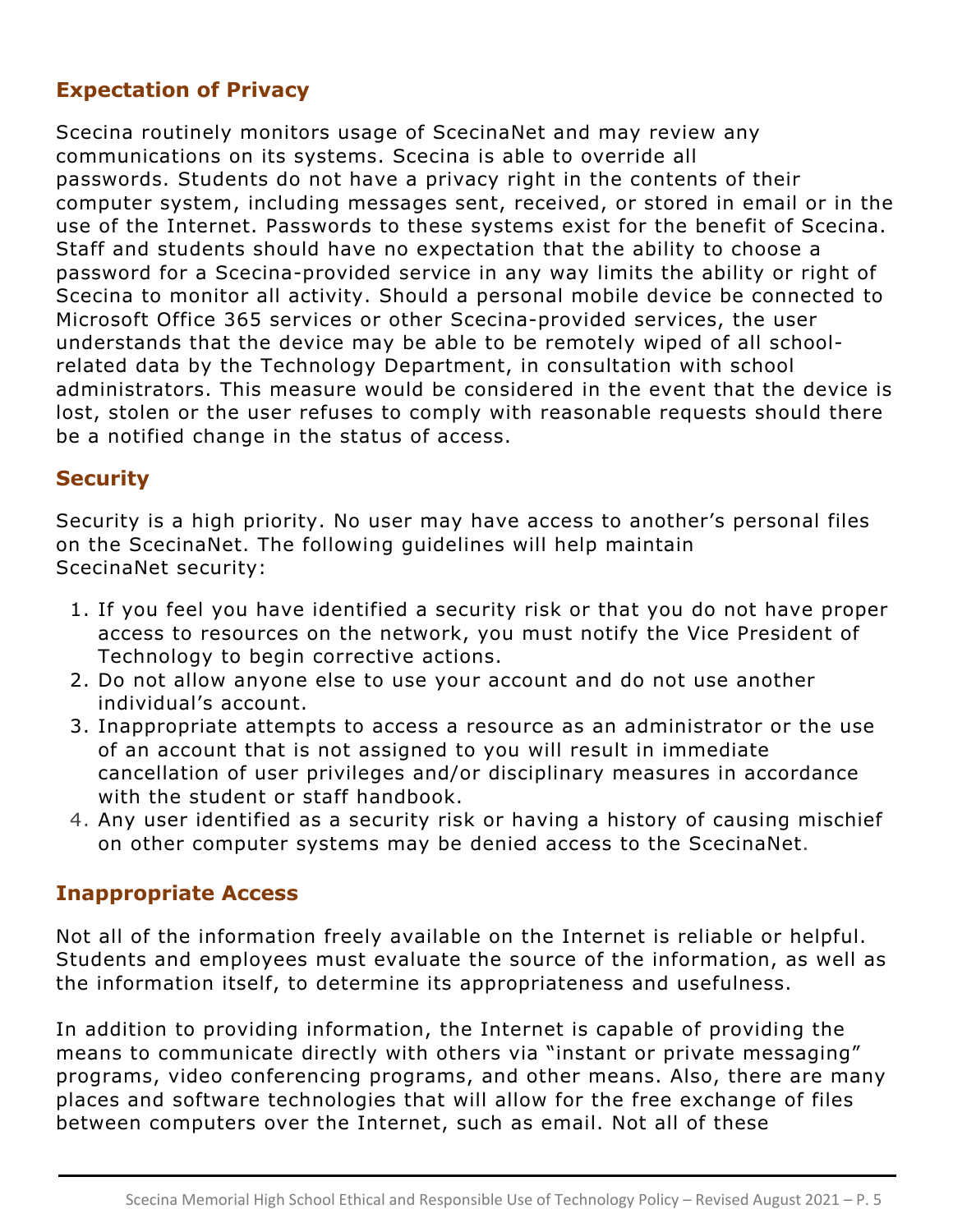## Expectation of Privacy

Scecina routinely monitors usage of ScecinaNet and may review any communications on its systems. Scecina is able to override all passwords. Students do not have a privacy right in the contents of their computer system, including messages sent, received, or stored in email or in the use of the Internet. Passwords to these systems exist for the benefit of Scecina. Staff and students should have no expectation that the ability to choose a password for a Scecina-provided service in any way limits the ability or right of Scecina to monitor all activity. Should a personal mobile device be connected to Microsoft Office 365 services or other Scecina-provided services, the user understands that the device may be able to be remotely wiped of all school-related data by the Technology Department, in consultation with school administrators. This measure would be considered in the event that the device is lost, stolen or the user refuses to comply with reasonable requests should there be a notified change in the status of access.

## Security

Security is a high priority. No user may have access to another's personal files on the ScecinaNet. The following guidelines will help maintain ScecinaNet security:

1. If you feel you have identified a security risk or that you do not have proper access to resources on the network, you must notify the Vice President of Technology to begin corrective actions.
2. Do not allow anyone else to use your account and do not use another individual's account.
3. Inappropriate attempts to access a resource as an administrator or the use of an account that is not assigned to you will result in immediate cancellation of user privileges and/or disciplinary measures in accordance with the student or staff handbook.
4. Any user identified as a security risk or having a history of causing mischief on other computer systems may be denied access to the ScecinaNet.

## Inappropriate Access

Not all of the information freely available on the Internet is reliable or helpful. Students and employees must evaluate the source of the information, as well as the information itself, to determine its appropriateness and usefulness.

In addition to providing information, the Internet is capable of providing the means to communicate directly with others via "instant or private messaging" programs, video conferencing programs, and other means. Also, there are many places and software technologies that will allow for the free exchange of files between computers over the Internet, such as email. Not all of these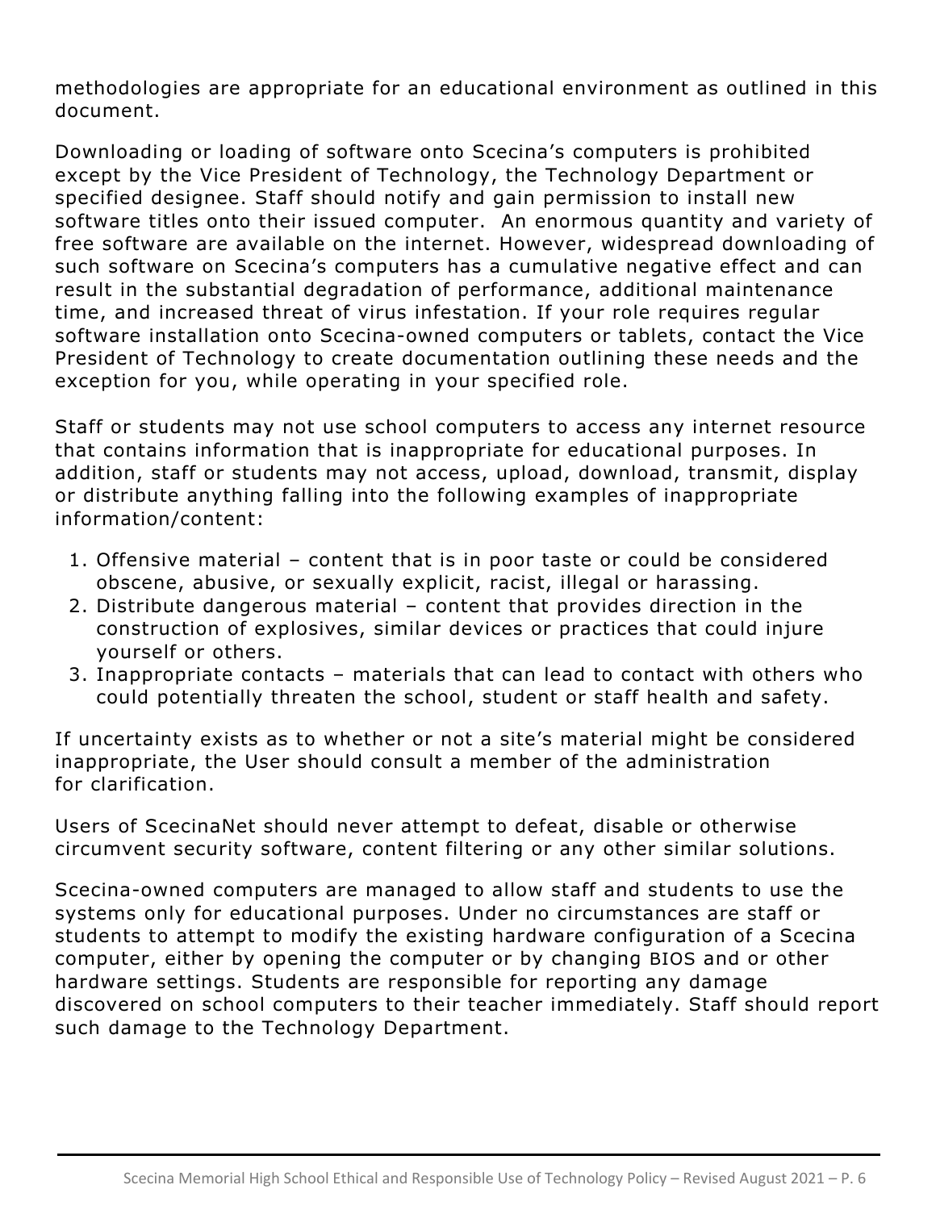methodologies are appropriate for an educational environment as outlined in this document.

Downloading or loading of software onto Scecina's computers is prohibited except by the Vice President of Technology, the Technology Department or specified designee. Staff should notify and gain permission to install new software titles onto their issued computer. An enormous quantity and variety of free software are available on the internet. However, widespread downloading of such software on Scecina's computers has a cumulative negative effect and can result in the substantial degradation of performance, additional maintenance time, and increased threat of virus infestation. If your role requires regular software installation onto Scecina-owned computers or tablets, contact the Vice President of Technology to create documentation outlining these needs and the exception for you, while operating in your specified role.

Staff or students may not use school computers to access any internet resource that contains information that is inappropriate for educational purposes. In addition, staff or students may not access, upload, download, transmit, display or distribute anything falling into the following examples of inappropriate information/content:

1. Offensive material – content that is in poor taste or could be considered obscene, abusive, or sexually explicit, racist, illegal or harassing.
2. Distribute dangerous material – content that provides direction in the construction of explosives, similar devices or practices that could injure yourself or others.
3. Inappropriate contacts – materials that can lead to contact with others who could potentially threaten the school, student or staff health and safety.

If uncertainty exists as to whether or not a site's material might be considered inappropriate, the User should consult a member of the administration for clarification.

Users of ScecinaNet should never attempt to defeat, disable or otherwise circumvent security software, content filtering or any other similar solutions.

Scecina-owned computers are managed to allow staff and students to use the systems only for educational purposes. Under no circumstances are staff or students to attempt to modify the existing hardware configuration of a Scecina computer, either by opening the computer or by changing BIOS and or other hardware settings. Students are responsible for reporting any damage discovered on school computers to their teacher immediately. Staff should report such damage to the Technology Department.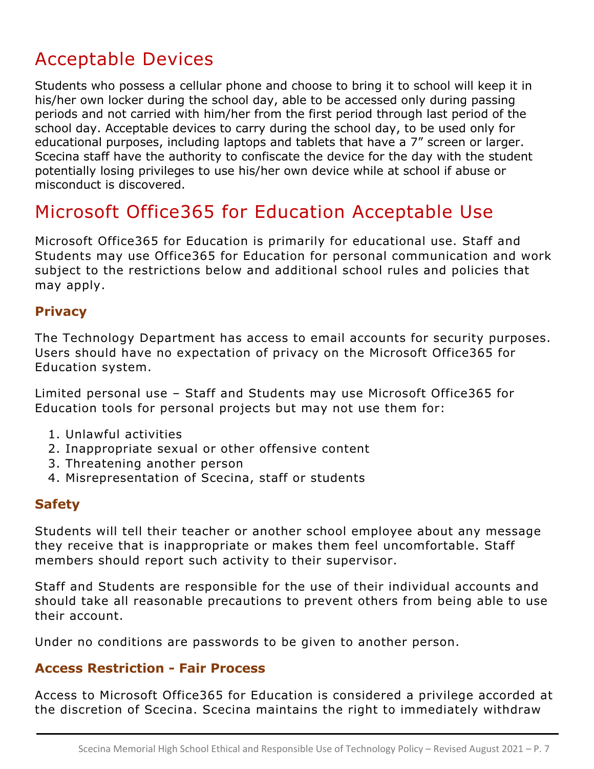# Acceptable Devices

Students who possess a cellular phone and choose to bring it to school will keep it in his/her own locker during the school day, able to be accessed only during passing periods and not carried with him/her from the first period through last period of the school day. Acceptable devices to carry during the school day, to be used only for educational purposes, including laptops and tablets that have a 7" screen or larger. Scecina staff have the authority to confiscate the device for the day with the student potentially losing privileges to use his/her own device while at school if abuse or misconduct is discovered.

# Microsoft Office365 for Education Acceptable Use

Microsoft Office365 for Education is primarily for educational use. Staff and Students may use Office365 for Education for personal communication and work subject to the restrictions below and additional school rules and policies that may apply.

### Privacy

The Technology Department has access to email accounts for security purposes. Users should have no expectation of privacy on the Microsoft Office365 for Education system.

Limited personal use – Staff and Students may use Microsoft Office365 for Education tools for personal projects but may not use them for:

1. Unlawful activities
2. Inappropriate sexual or other offensive content
3. Threatening another person
4. Misrepresentation of Scecina, staff or students

### Safety

Students will tell their teacher or another school employee about any message they receive that is inappropriate or makes them feel uncomfortable. Staff members should report such activity to their supervisor.

Staff and Students are responsible for the use of their individual accounts and should take all reasonable precautions to prevent others from being able to use their account.

Under no conditions are passwords to be given to another person.

### Access Restriction - Fair Process

Access to Microsoft Office365 for Education is considered a privilege accorded at the discretion of Scecina. Scecina maintains the right to immediately withdraw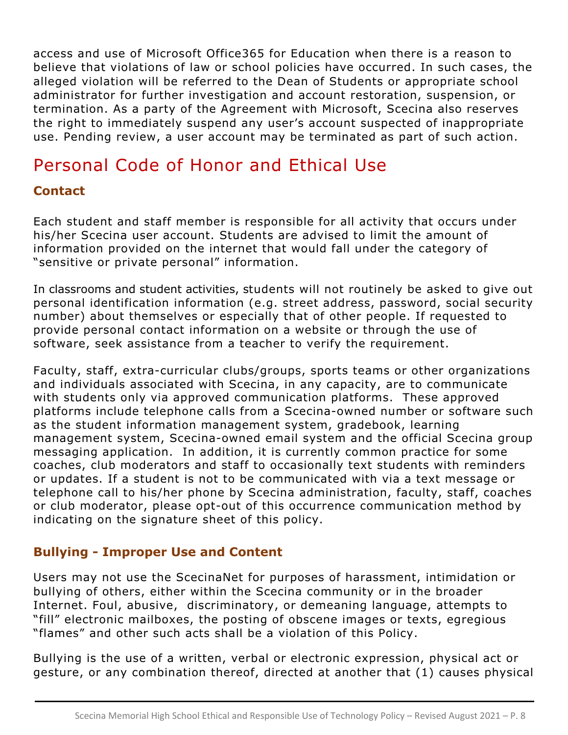access and use of Microsoft Office365 for Education when there is a reason to believe that violations of law or school policies have occurred. In such cases, the alleged violation will be referred to the Dean of Students or appropriate school administrator for further investigation and account restoration, suspension, or termination. As a party of the Agreement with Microsoft, Scecina also reserves the right to immediately suspend any user's account suspected of inappropriate use. Pending review, a user account may be terminated as part of such action.

# Personal Code of Honor and Ethical Use

### Contact

Each student and staff member is responsible for all activity that occurs under his/her Scecina user account. Students are advised to limit the amount of information provided on the internet that would fall under the category of "sensitive or private personal" information.

In classrooms and student activities, students will not routinely be asked to give out personal identification information (e.g. street address, password, social security number) about themselves or especially that of other people. If requested to provide personal contact information on a website or through the use of software, seek assistance from a teacher to verify the requirement.

Faculty, staff, extra-curricular clubs/groups, sports teams or other organizations and individuals associated with Scecina, in any capacity, are to communicate with students only via approved communication platforms. These approved platforms include telephone calls from a Scecina-owned number or software such as the student information management system, gradebook, learning management system, Scecina-owned email system and the official Scecina group messaging application. In addition, it is currently common practice for some coaches, club moderators and staff to occasionally text students with reminders or updates. If a student is not to be communicated with via a text message or telephone call to his/her phone by Scecina administration, faculty, staff, coaches or club moderator, please opt-out of this occurrence communication method by indicating on the signature sheet of this policy.

### Bullying - Improper Use and Content

Users may not use the ScecinaNet for purposes of harassment, intimidation or bullying of others, either within the Scecina community or in the broader Internet. Foul, abusive, discriminatory, or demeaning language, attempts to "fill" electronic mailboxes, the posting of obscene images or texts, egregious "flames" and other such acts shall be a violation of this Policy.

Bullying is the use of a written, verbal or electronic expression, physical act or gesture, or any combination thereof, directed at another that (1) causes physical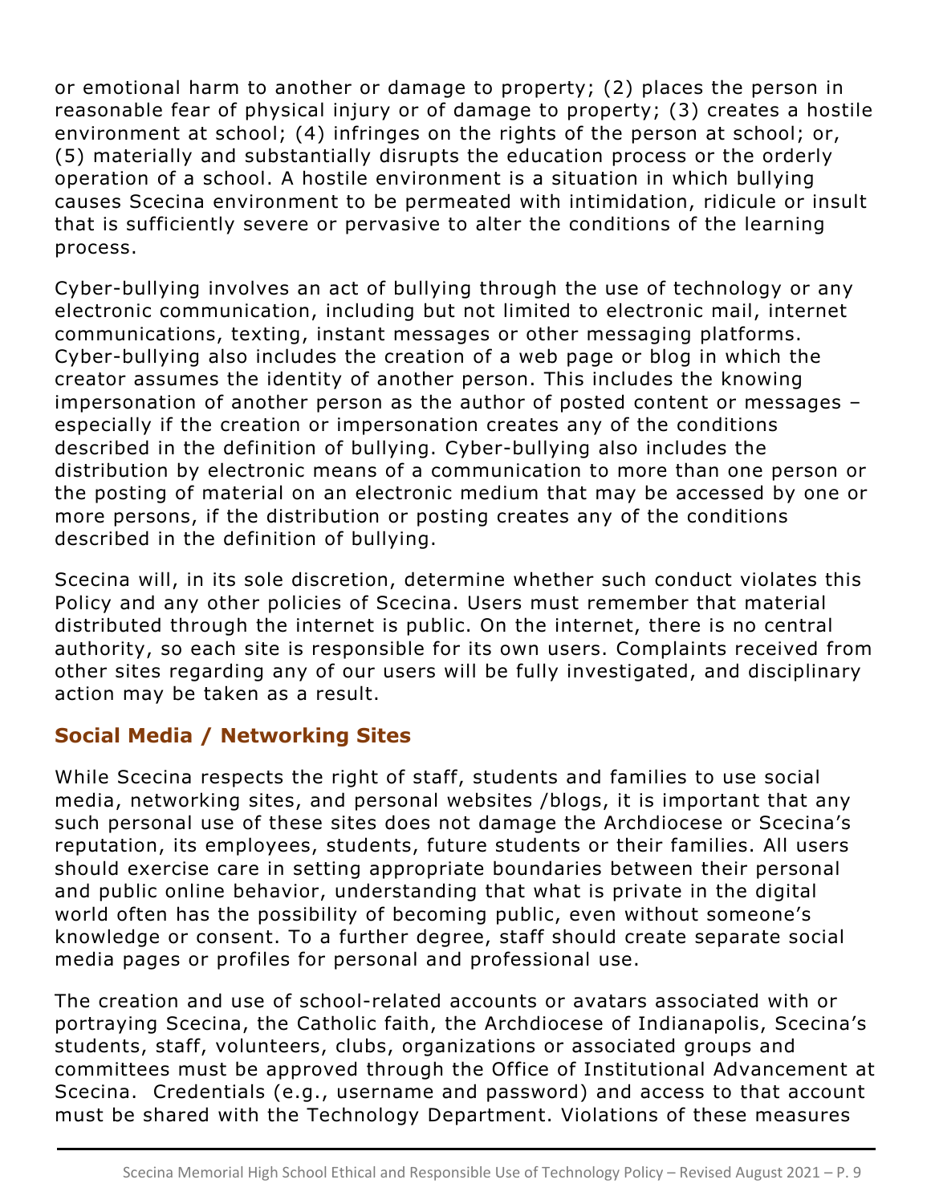or emotional harm to another or damage to property; (2) places the person in reasonable fear of physical injury or of damage to property; (3) creates a hostile environment at school; (4) infringes on the rights of the person at school; or, (5) materially and substantially disrupts the education process or the orderly operation of a school. A hostile environment is a situation in which bullying causes Scecina environment to be permeated with intimidation, ridicule or insult that is sufficiently severe or pervasive to alter the conditions of the learning process.

Cyber-bullying involves an act of bullying through the use of technology or any electronic communication, including but not limited to electronic mail, internet communications, texting, instant messages or other messaging platforms. Cyber-bullying also includes the creation of a web page or blog in which the creator assumes the identity of another person. This includes the knowing impersonation of another person as the author of posted content or messages – especially if the creation or impersonation creates any of the conditions described in the definition of bullying. Cyber-bullying also includes the distribution by electronic means of a communication to more than one person or the posting of material on an electronic medium that may be accessed by one or more persons, if the distribution or posting creates any of the conditions described in the definition of bullying.

Scecina will, in its sole discretion, determine whether such conduct violates this Policy and any other policies of Scecina. Users must remember that material distributed through the internet is public. On the internet, there is no central authority, so each site is responsible for its own users. Complaints received from other sites regarding any of our users will be fully investigated, and disciplinary action may be taken as a result.

## Social Media / Networking Sites

While Scecina respects the right of staff, students and families to use social media, networking sites, and personal websites /blogs, it is important that any such personal use of these sites does not damage the Archdiocese or Scecina's reputation, its employees, students, future students or their families. All users should exercise care in setting appropriate boundaries between their personal and public online behavior, understanding that what is private in the digital world often has the possibility of becoming public, even without someone's knowledge or consent. To a further degree, staff should create separate social media pages or profiles for personal and professional use.

The creation and use of school-related accounts or avatars associated with or portraying Scecina, the Catholic faith, the Archdiocese of Indianapolis, Scecina's students, staff, volunteers, clubs, organizations or associated groups and committees must be approved through the Office of Institutional Advancement at Scecina. Credentials (e.g., username and password) and access to that account must be shared with the Technology Department. Violations of these measures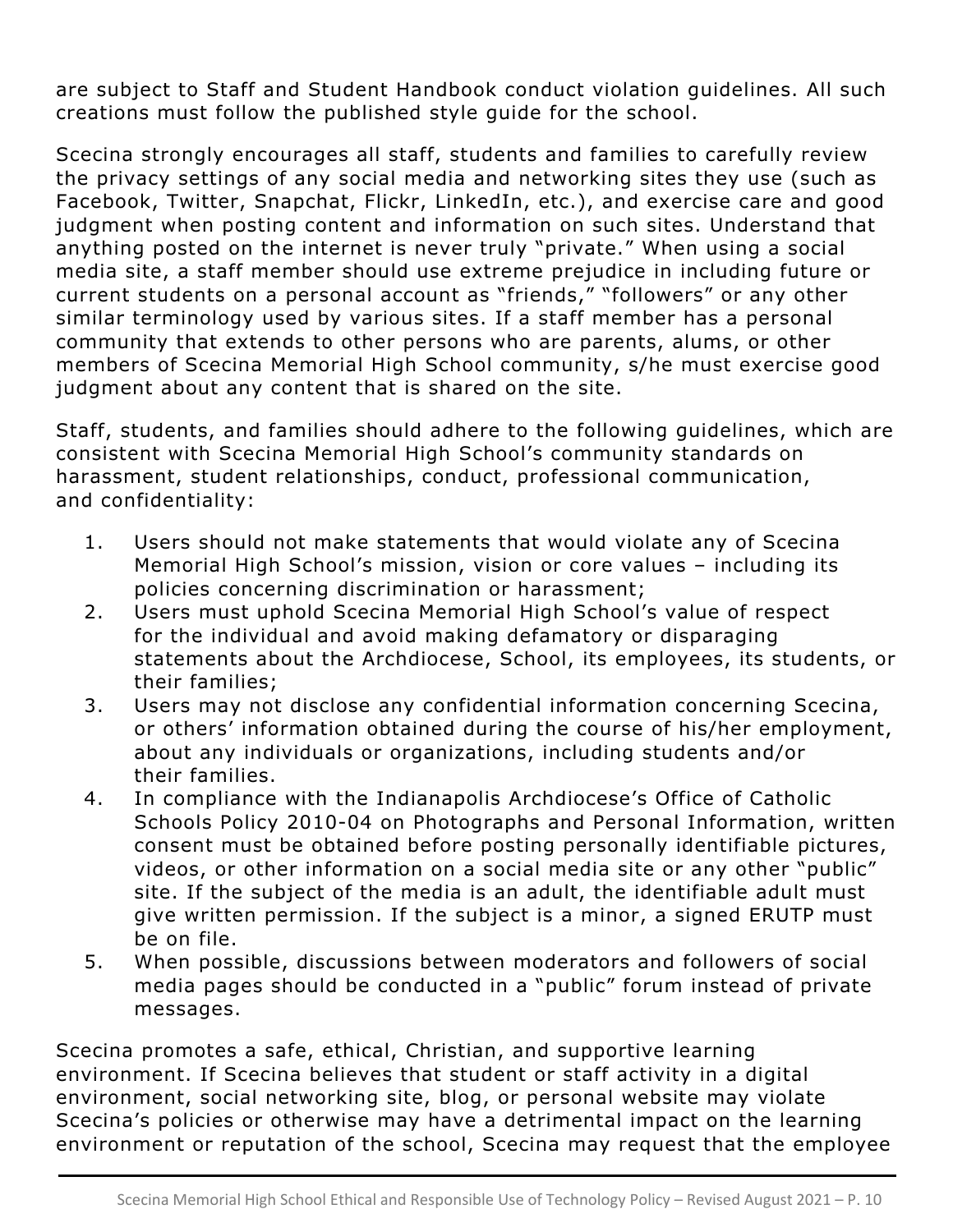are subject to Staff and Student Handbook conduct violation guidelines. All such creations must follow the published style guide for the school.

Scecina strongly encourages all staff, students and families to carefully review the privacy settings of any social media and networking sites they use (such as Facebook, Twitter, Snapchat, Flickr, LinkedIn, etc.), and exercise care and good judgment when posting content and information on such sites. Understand that anything posted on the internet is never truly "private." When using a social media site, a staff member should use extreme prejudice in including future or current students on a personal account as "friends," "followers" or any other similar terminology used by various sites. If a staff member has a personal community that extends to other persons who are parents, alums, or other members of Scecina Memorial High School community, s/he must exercise good judgment about any content that is shared on the site.

Staff, students, and families should adhere to the following guidelines, which are consistent with Scecina Memorial High School's community standards on harassment, student relationships, conduct, professional communication, and confidentiality:

1. Users should not make statements that would violate any of Scecina Memorial High School's mission, vision or core values – including its policies concerning discrimination or harassment;
2. Users must uphold Scecina Memorial High School's value of respect for the individual and avoid making defamatory or disparaging statements about the Archdiocese, School, its employees, its students, or their families;
3. Users may not disclose any confidential information concerning Scecina, or others' information obtained during the course of his/her employment, about any individuals or organizations, including students and/or their families.
4. In compliance with the Indianapolis Archdiocese's Office of Catholic Schools Policy 2010-04 on Photographs and Personal Information, written consent must be obtained before posting personally identifiable pictures, videos, or other information on a social media site or any other "public" site. If the subject of the media is an adult, the identifiable adult must give written permission. If the subject is a minor, a signed ERUTP must be on file.
5. When possible, discussions between moderators and followers of social media pages should be conducted in a "public" forum instead of private messages.

Scecina promotes a safe, ethical, Christian, and supportive learning environment. If Scecina believes that student or staff activity in a digital environment, social networking site, blog, or personal website may violate Scecina's policies or otherwise may have a detrimental impact on the learning environment or reputation of the school, Scecina may request that the employee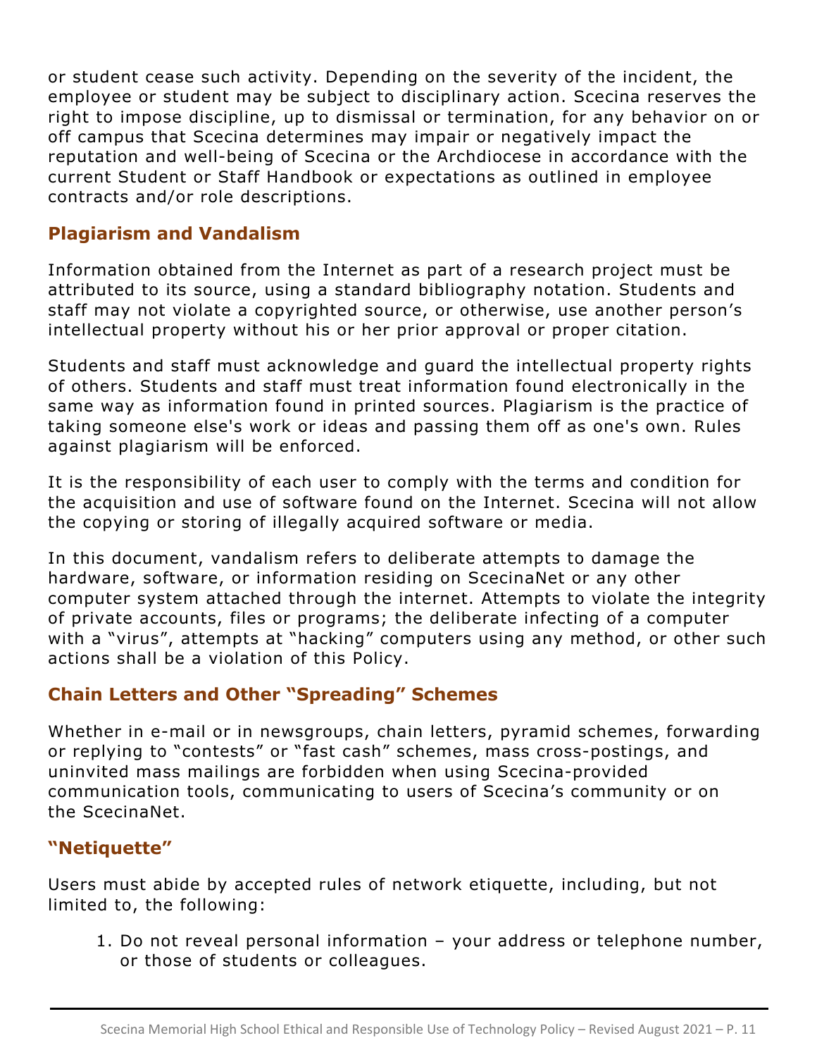or student cease such activity. Depending on the severity of the incident, the employee or student may be subject to disciplinary action. Scecina reserves the right to impose discipline, up to dismissal or termination, for any behavior on or off campus that Scecina determines may impair or negatively impact the reputation and well-being of Scecina or the Archdiocese in accordance with the current Student or Staff Handbook or expectations as outlined in employee contracts and/or role descriptions.

## Plagiarism and Vandalism

Information obtained from the Internet as part of a research project must be attributed to its source, using a standard bibliography notation. Students and staff may not violate a copyrighted source, or otherwise, use another person's intellectual property without his or her prior approval or proper citation.

Students and staff must acknowledge and guard the intellectual property rights of others. Students and staff must treat information found electronically in the same way as information found in printed sources. Plagiarism is the practice of taking someone else's work or ideas and passing them off as one's own. Rules against plagiarism will be enforced.

It is the responsibility of each user to comply with the terms and condition for the acquisition and use of software found on the Internet. Scecina will not allow the copying or storing of illegally acquired software or media.

In this document, vandalism refers to deliberate attempts to damage the hardware, software, or information residing on ScecinaNet or any other computer system attached through the internet. Attempts to violate the integrity of private accounts, files or programs; the deliberate infecting of a computer with a "virus", attempts at "hacking" computers using any method, or other such actions shall be a violation of this Policy.

## Chain Letters and Other "Spreading" Schemes

Whether in e-mail or in newsgroups, chain letters, pyramid schemes, forwarding or replying to "contests" or "fast cash" schemes, mass cross-postings, and uninvited mass mailings are forbidden when using Scecina-provided communication tools, communicating to users of Scecina's community or on the ScecinaNet.

## "Netiquette"

Users must abide by accepted rules of network etiquette, including, but not limited to, the following:

1. Do not reveal personal information – your address or telephone number, or those of students or colleagues.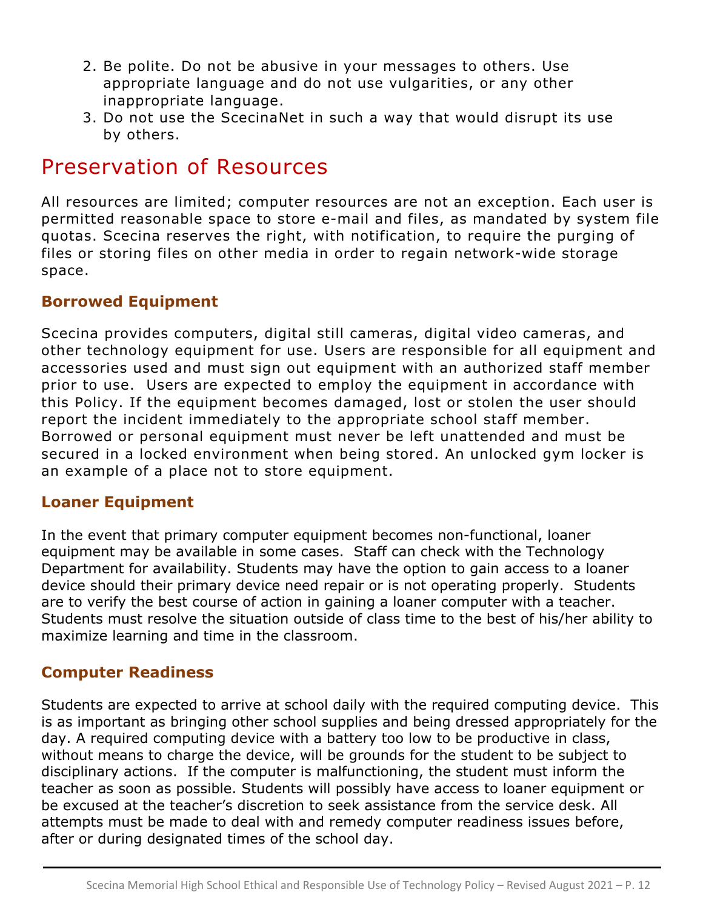2. Be polite. Do not be abusive in your messages to others. Use appropriate language and do not use vulgarities, or any other inappropriate language.
3. Do not use the ScecinaNet in such a way that would disrupt its use by others.

# Preservation of Resources

All resources are limited; computer resources are not an exception. Each user is permitted reasonable space to store e-mail and files, as mandated by system file quotas. Scecina reserves the right, with notification, to require the purging of files or storing files on other media in order to regain network-wide storage space.

### Borrowed Equipment

Scecina provides computers, digital still cameras, digital video cameras, and other technology equipment for use. Users are responsible for all equipment and accessories used and must sign out equipment with an authorized staff member prior to use. Users are expected to employ the equipment in accordance with this Policy. If the equipment becomes damaged, lost or stolen the user should report the incident immediately to the appropriate school staff member. Borrowed or personal equipment must never be left unattended and must be secured in a locked environment when being stored. An unlocked gym locker is an example of a place not to store equipment.

### Loaner Equipment

In the event that primary computer equipment becomes non-functional, loaner equipment may be available in some cases. Staff can check with the Technology Department for availability. Students may have the option to gain access to a loaner device should their primary device need repair or is not operating properly. Students are to verify the best course of action in gaining a loaner computer with a teacher. Students must resolve the situation outside of class time to the best of his/her ability to maximize learning and time in the classroom.

### Computer Readiness

Students are expected to arrive at school daily with the required computing device. This is as important as bringing other school supplies and being dressed appropriately for the day. A required computing device with a battery too low to be productive in class, without means to charge the device, will be grounds for the student to be subject to disciplinary actions. If the computer is malfunctioning, the student must inform the teacher as soon as possible. Students will possibly have access to loaner equipment or be excused at the teacher's discretion to seek assistance from the service desk. All attempts must be made to deal with and remedy computer readiness issues before, after or during designated times of the school day.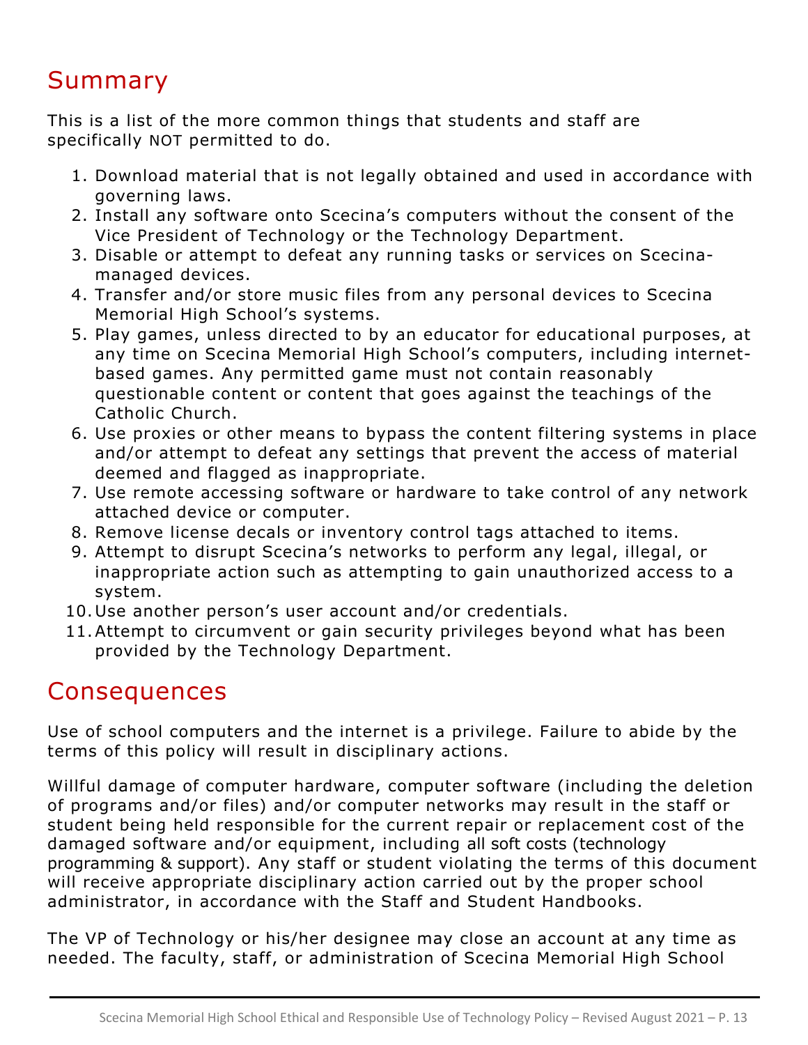## Summary

This is a list of the more common things that students and staff are specifically NOT permitted to do.

1. Download material that is not legally obtained and used in accordance with governing laws.
2. Install any software onto Scecina's computers without the consent of the Vice President of Technology or the Technology Department.
3. Disable or attempt to defeat any running tasks or services on Scecina-managed devices.
4. Transfer and/or store music files from any personal devices to Scecina Memorial High School's systems.
5. Play games, unless directed to by an educator for educational purposes, at any time on Scecina Memorial High School's computers, including internet-based games. Any permitted game must not contain reasonably questionable content or content that goes against the teachings of the Catholic Church.
6. Use proxies or other means to bypass the content filtering systems in place and/or attempt to defeat any settings that prevent the access of material deemed and flagged as inappropriate.
7. Use remote accessing software or hardware to take control of any network attached device or computer.
8. Remove license decals or inventory control tags attached to items.
9. Attempt to disrupt Scecina's networks to perform any legal, illegal, or inappropriate action such as attempting to gain unauthorized access to a system.
10. Use another person's user account and/or credentials.
11. Attempt to circumvent or gain security privileges beyond what has been provided by the Technology Department.

## Consequences

Use of school computers and the internet is a privilege. Failure to abide by the terms of this policy will result in disciplinary actions.

Willful damage of computer hardware, computer software (including the deletion of programs and/or files) and/or computer networks may result in the staff or student being held responsible for the current repair or replacement cost of the damaged software and/or equipment, including all soft costs (technology programming & support). Any staff or student violating the terms of this document will receive appropriate disciplinary action carried out by the proper school administrator, in accordance with the Staff and Student Handbooks.

The VP of Technology or his/her designee may close an account at any time as needed. The faculty, staff, or administration of Scecina Memorial High School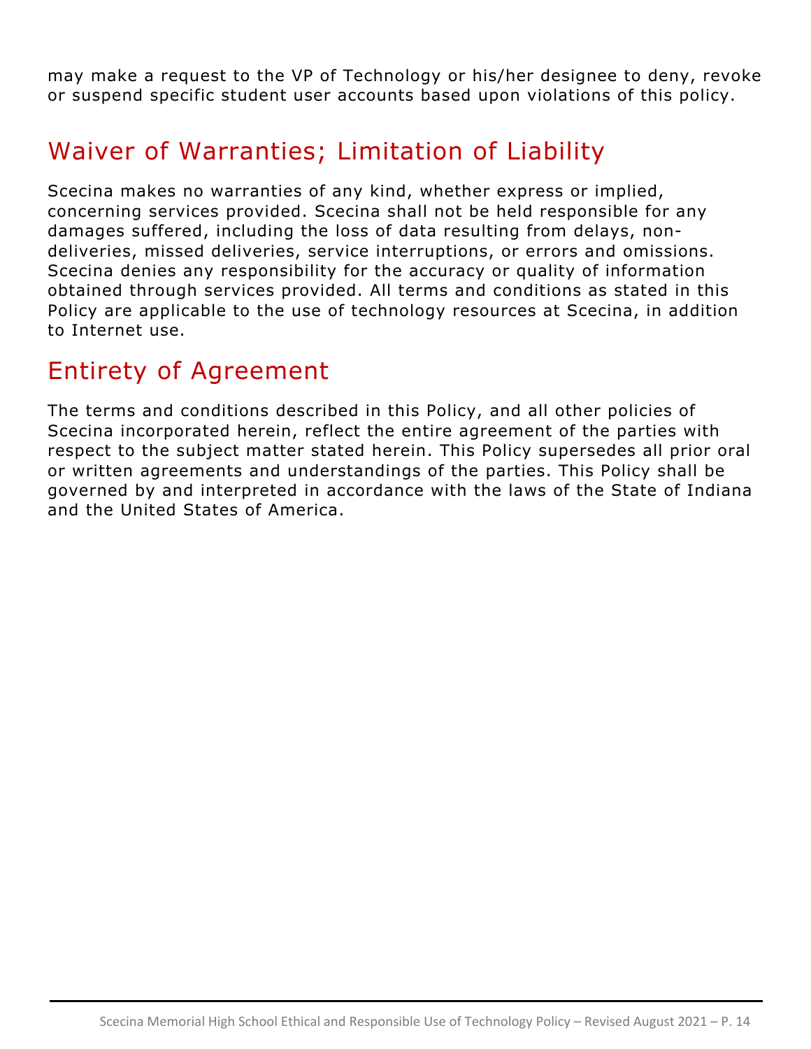may make a request to the VP of Technology or his/her designee to deny, revoke or suspend specific student user accounts based upon violations of this policy.

## Waiver of Warranties; Limitation of Liability

Scecina makes no warranties of any kind, whether express or implied, concerning services provided. Scecina shall not be held responsible for any damages suffered, including the loss of data resulting from delays, non-deliveries, missed deliveries, service interruptions, or errors and omissions. Scecina denies any responsibility for the accuracy or quality of information obtained through services provided. All terms and conditions as stated in this Policy are applicable to the use of technology resources at Scecina, in addition to Internet use.

## Entirety of Agreement

The terms and conditions described in this Policy, and all other policies of Scecina incorporated herein, reflect the entire agreement of the parties with respect to the subject matter stated herein. This Policy supersedes all prior oral or written agreements and understandings of the parties. This Policy shall be governed by and interpreted in accordance with the laws of the State of Indiana and the United States of America.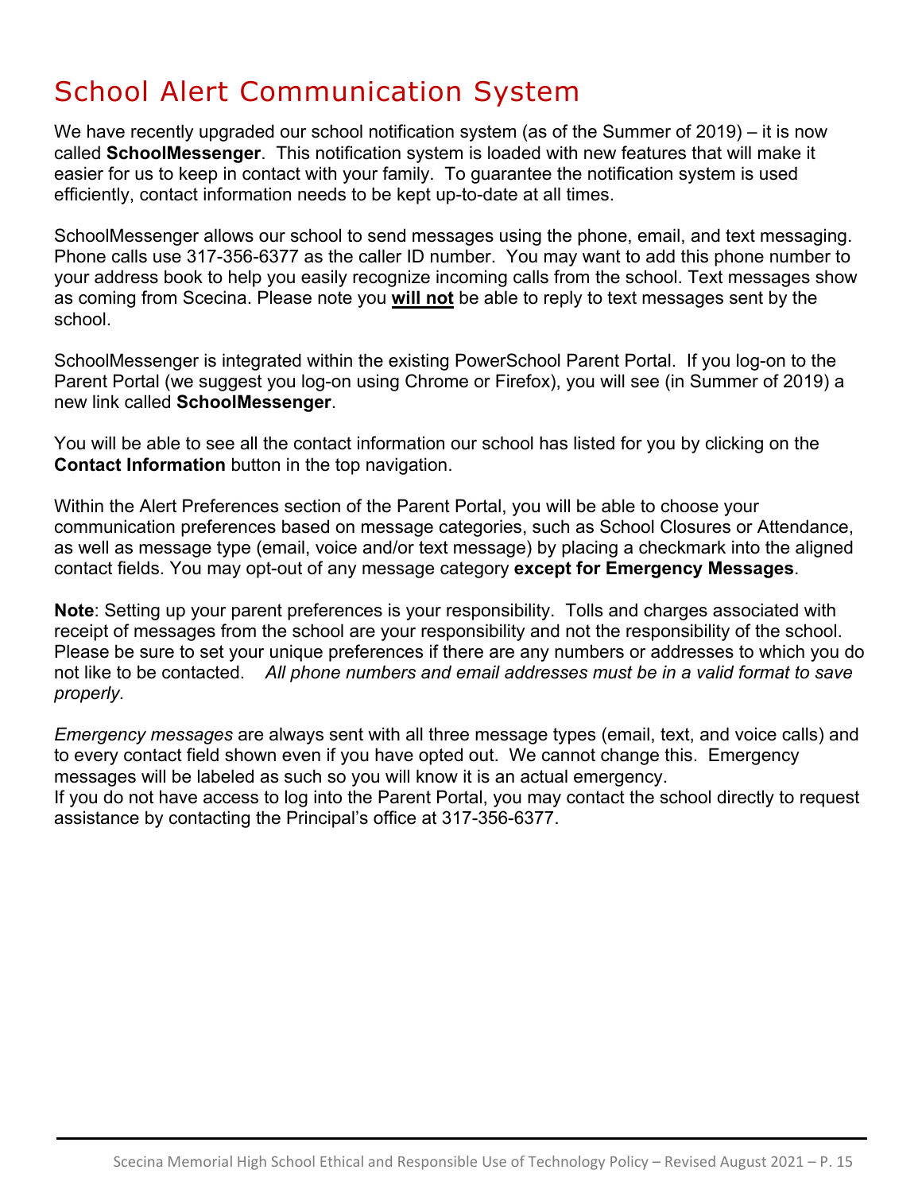# School Alert Communication System

We have recently upgraded our school notification system (as of the Summer of 2019) – it is now called **SchoolMessenger**. This notification system is loaded with new features that will make it easier for us to keep in contact with your family. To guarantee the notification system is used efficiently, contact information needs to be kept up-to-date at all times.

SchoolMessenger allows our school to send messages using the phone, email, and text messaging. Phone calls use 317-356-6377 as the caller ID number. You may want to add this phone number to your address book to help you easily recognize incoming calls from the school. Text messages show as coming from Scecina. Please note you **<u>will not</u>** be able to reply to text messages sent by the school.

SchoolMessenger is integrated within the existing PowerSchool Parent Portal. If you log-on to the Parent Portal (we suggest you log-on using Chrome or Firefox), you will see (in Summer of 2019) a new link called **SchoolMessenger**.

You will be able to see all the contact information our school has listed for you by clicking on the **Contact Information** button in the top navigation.

Within the Alert Preferences section of the Parent Portal, you will be able to choose your communication preferences based on message categories, such as School Closures or Attendance, as well as message type (email, voice and/or text message) by placing a checkmark into the aligned contact fields. You may opt-out of any message category **except for Emergency Messages**.

**Note**: Setting up your parent preferences is your responsibility. Tolls and charges associated with receipt of messages from the school are your responsibility and not the responsibility of the school. Please be sure to set your unique preferences if there are any numbers or addresses to which you do not like to be contacted. *All phone numbers and email addresses must be in a valid format to save properly.*

*Emergency messages* are always sent with all three message types (email, text, and voice calls) and to every contact field shown even if you have opted out. We cannot change this. Emergency messages will be labeled as such so you will know it is an actual emergency.
If you do not have access to log into the Parent Portal, you may contact the school directly to request assistance by contacting the Principal's office at 317-356-6377.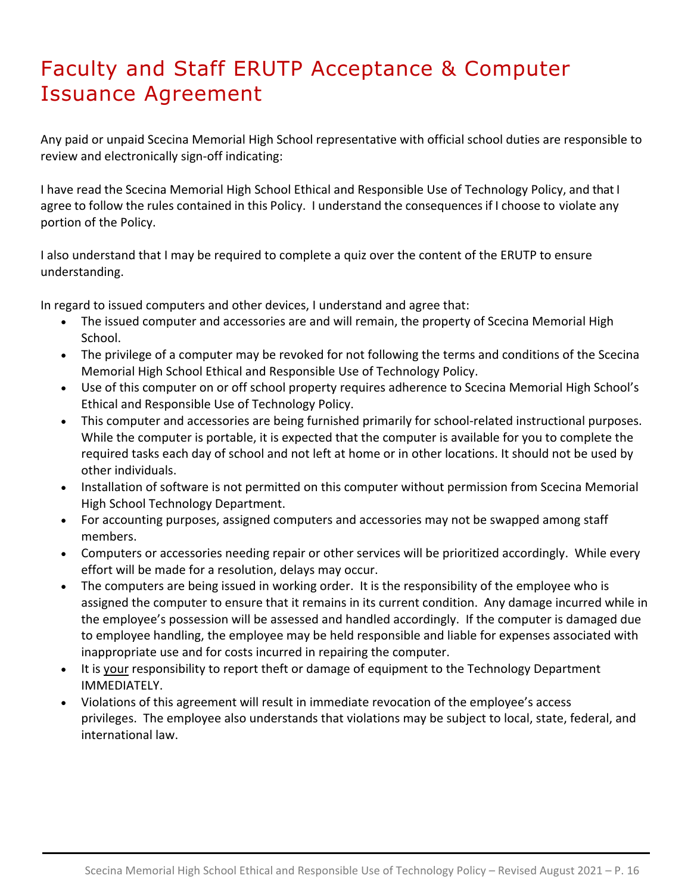# Faculty and Staff ERUTP Acceptance & Computer Issuance Agreement

Any paid or unpaid Scecina Memorial High School representative with official school duties are responsible to review and electronically sign-off indicating:

I have read the Scecina Memorial High School Ethical and Responsible Use of Technology Policy, and that I agree to follow the rules contained in this Policy. I understand the consequences if I choose to violate any portion of the Policy.

I also understand that I may be required to complete a quiz over the content of the ERUTP to ensure understanding.

In regard to issued computers and other devices, I understand and agree that:

- The issued computer and accessories are and will remain, the property of Scecina Memorial High School.
- The privilege of a computer may be revoked for not following the terms and conditions of the Scecina Memorial High School Ethical and Responsible Use of Technology Policy.
- Use of this computer on or off school property requires adherence to Scecina Memorial High School's Ethical and Responsible Use of Technology Policy.
- This computer and accessories are being furnished primarily for school-related instructional purposes. While the computer is portable, it is expected that the computer is available for you to complete the required tasks each day of school and not left at home or in other locations. It should not be used by other individuals.
- Installation of software is not permitted on this computer without permission from Scecina Memorial High School Technology Department.
- For accounting purposes, assigned computers and accessories may not be swapped among staff members.
- Computers or accessories needing repair or other services will be prioritized accordingly. While every effort will be made for a resolution, delays may occur.
- The computers are being issued in working order. It is the responsibility of the employee who is assigned the computer to ensure that it remains in its current condition. Any damage incurred while in the employee's possession will be assessed and handled accordingly. If the computer is damaged due to employee handling, the employee may be held responsible and liable for expenses associated with inappropriate use and for costs incurred in repairing the computer.
- It is <u>your</u> responsibility to report theft or damage of equipment to the Technology Department IMMEDIATELY.
- Violations of this agreement will result in immediate revocation of the employee's access privileges. The employee also understands that violations may be subject to local, state, federal, and international law.